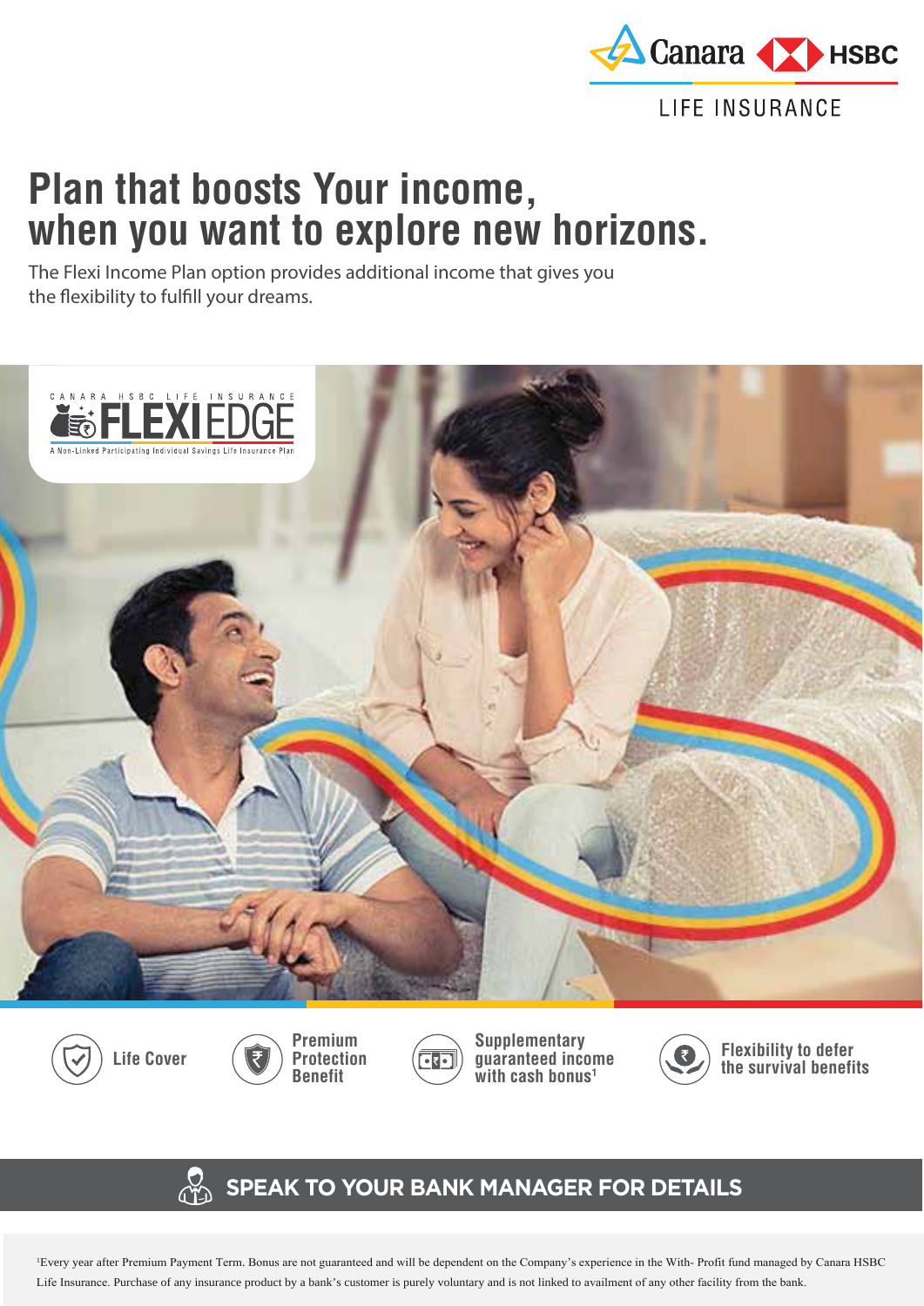Canara HSBC

LIFE INSURANCE

# Plan that boosts Your income, when you want to explore new horizons.

The Flexi Income Plan option provides additional income that gives you the flexibility to fulfill your dreams.

CANARA HSBC LIFE INSURANCE

FLEXI EDGE

A Non-Linked Participating Individual Savings Life Insurance Plan

- Life Cover
- Premium Protection Benefit
- Supplementary guaranteed income with cash bonus[1]
- Flexibility to defer the survival benefits

**SPEAK TO YOUR BANK MANAGER FOR DETAILS**

[1]Every year after Premium Payment Term. Bonus are not guaranteed and will be dependent on the Company's experience in the With- Profit fund managed by Canara HSBC Life Insurance. Purchase of any insurance product by a bank's customer is purely voluntary and is not linked to availment of any other facility from the bank.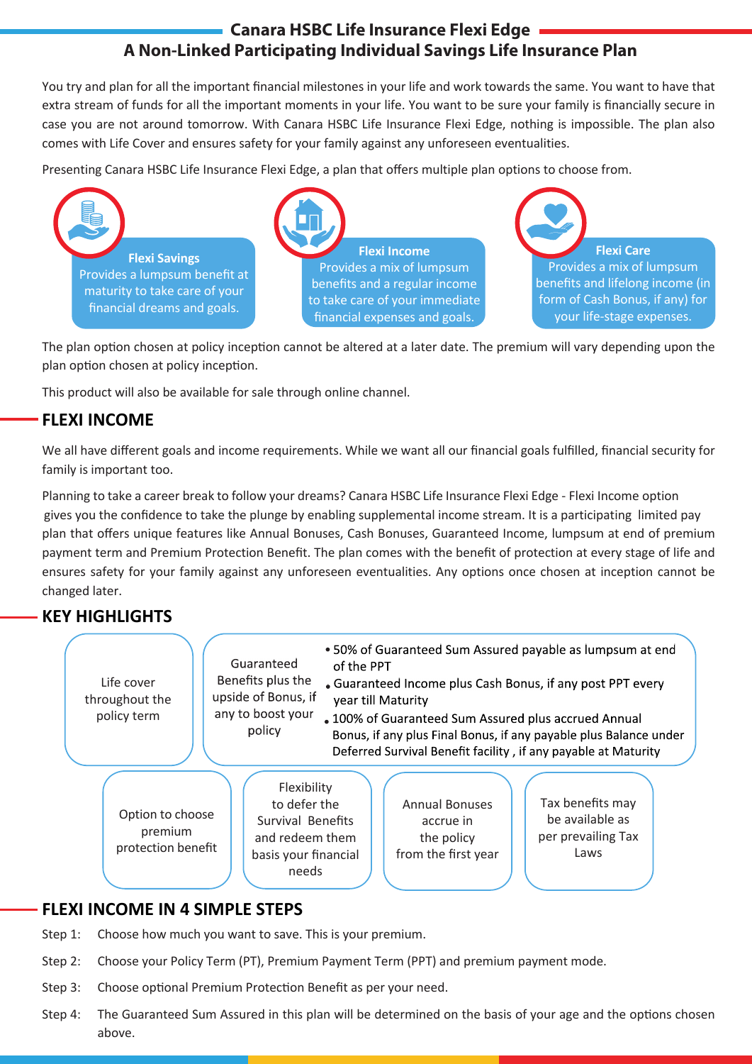## Canara HSBC Life Insurance Flexi Edge

## A Non-Linked Participating Individual Savings Life Insurance Plan

You try and plan for all the important financial milestones in your life and work towards the same. You want to have that extra stream of funds for all the important moments in your life. You want to be sure your family is financially secure in case you are not around tomorrow. With Canara HSBC Life Insurance Flexi Edge, nothing is impossible. The plan also comes with Life Cover and ensures safety for your family against any unforeseen eventualities.

Presenting Canara HSBC Life Insurance Flexi Edge, a plan that offers multiple plan options to choose from.

**Flexi Savings**
Provides a lumpsum benefit at maturity to take care of your financial dreams and goals.

**Flexi Income**
Provides a mix of lumpsum benefits and a regular income to take care of your immediate financial expenses and goals.

**Flexi Care**
Provides a mix of lumpsum benefits and lifelong income (in form of Cash Bonus, if any) for your life-stage expenses.

The plan option chosen at policy inception cannot be altered at a later date. The premium will vary depending upon the plan option chosen at policy inception.

This product will also be available for sale through online channel.

## FLEXI INCOME

We all have different goals and income requirements. While we want all our financial goals fulfilled, financial security for family is important too.

Planning to take a career break to follow your dreams? Canara HSBC Life Insurance Flexi Edge - Flexi Income option gives you the confidence to take the plunge by enabling supplemental income stream. It is a participating limited pay plan that offers unique features like Annual Bonuses, Cash Bonuses, Guaranteed Income, lumpsum at end of premium payment term and Premium Protection Benefit. The plan comes with the benefit of protection at every stage of life and ensures safety for your family against any unforeseen eventualities. Any options once chosen at inception cannot be changed later.

## KEY HIGHLIGHTS

- Life cover throughout the policy term
- Guaranteed Benefits plus the upside of Bonus, if any to boost your policy
  - 50% of Guaranteed Sum Assured payable as lumpsum at end of the PPT
  - Guaranteed Income plus Cash Bonus, if any post PPT every year till Maturity
  - 100% of Guaranteed Sum Assured plus accrued Annual Bonus, if any plus Final Bonus, if any payable plus Balance under Deferred Survival Benefit facility , if any payable at Maturity
- Option to choose premium protection benefit
- Flexibility to defer the Survival Benefits and redeem them basis your financial needs
- Annual Bonuses accrue in the policy from the first year
- Tax benefits may be available as per prevailing Tax Laws

## FLEXI INCOME IN 4 SIMPLE STEPS

Step 1: Choose how much you want to save. This is your premium.

Step 2: Choose your Policy Term (PT), Premium Payment Term (PPT) and premium payment mode.

Step 3: Choose optional Premium Protection Benefit as per your need.

Step 4: The Guaranteed Sum Assured in this plan will be determined on the basis of your age and the options chosen above.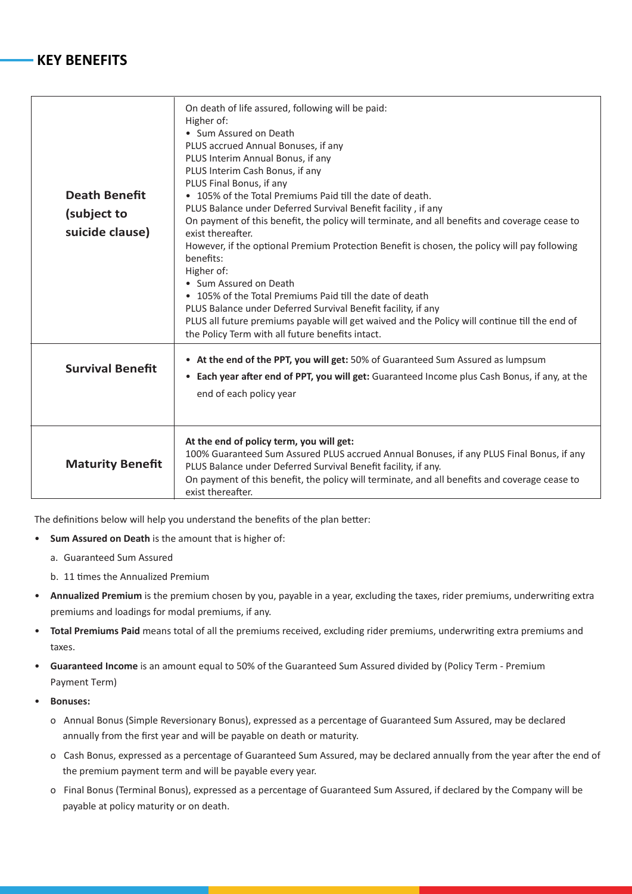## KEY BENEFITS

| | |
|---|---|
| **Death Benefit (subject to suicide clause)** | On death of life assured, following will be paid:<br>Higher of:<br>• Sum Assured on Death<br>PLUS accrued Annual Bonuses, if any<br>PLUS Interim Annual Bonus, if any<br>PLUS Interim Cash Bonus, if any<br>PLUS Final Bonus, if any<br>• 105% of the Total Premiums Paid till the date of death.<br>PLUS Balance under Deferred Survival Benefit facility , if any<br>On payment of this benefit, the policy will terminate, and all benefits and coverage cease to exist thereafter.<br>However, if the optional Premium Protection Benefit is chosen, the policy will pay following benefits:<br>Higher of:<br>• Sum Assured on Death<br>• 105% of the Total Premiums Paid till the date of death<br>PLUS Balance under Deferred Survival Benefit facility, if any<br>PLUS all future premiums payable will get waived and the Policy will continue till the end of the Policy Term with all future benefits intact. |
| **Survival Benefit** | • **At the end of the PPT, you will get:** 50% of Guaranteed Sum Assured as lumpsum<br>• **Each year after end of PPT, you will get:** Guaranteed Income plus Cash Bonus, if any, at the end of each policy year |
| **Maturity Benefit** | **At the end of policy term, you will get:**<br>100% Guaranteed Sum Assured PLUS accrued Annual Bonuses, if any PLUS Final Bonus, if any PLUS Balance under Deferred Survival Benefit facility, if any.<br>On payment of this benefit, the policy will terminate, and all benefits and coverage cease to exist thereafter. |

The definitions below will help you understand the benefits of the plan better:

- **Sum Assured on Death** is the amount that is higher of:
  - a. Guaranteed Sum Assured
  - b. 11 times the Annualized Premium
- **Annualized Premium** is the premium chosen by you, payable in a year, excluding the taxes, rider premiums, underwriting extra premiums and loadings for modal premiums, if any.
- **Total Premiums Paid** means total of all the premiums received, excluding rider premiums, underwriting extra premiums and taxes.
- **Guaranteed Income** is an amount equal to 50% of the Guaranteed Sum Assured divided by (Policy Term - Premium Payment Term)
- **Bonuses:**
  - o Annual Bonus (Simple Reversionary Bonus), expressed as a percentage of Guaranteed Sum Assured, may be declared annually from the first year and will be payable on death or maturity.
  - o Cash Bonus, expressed as a percentage of Guaranteed Sum Assured, may be declared annually from the year after the end of the premium payment term and will be payable every year.
  - o Final Bonus (Terminal Bonus), expressed as a percentage of Guaranteed Sum Assured, if declared by the Company will be payable at policy maturity or on death.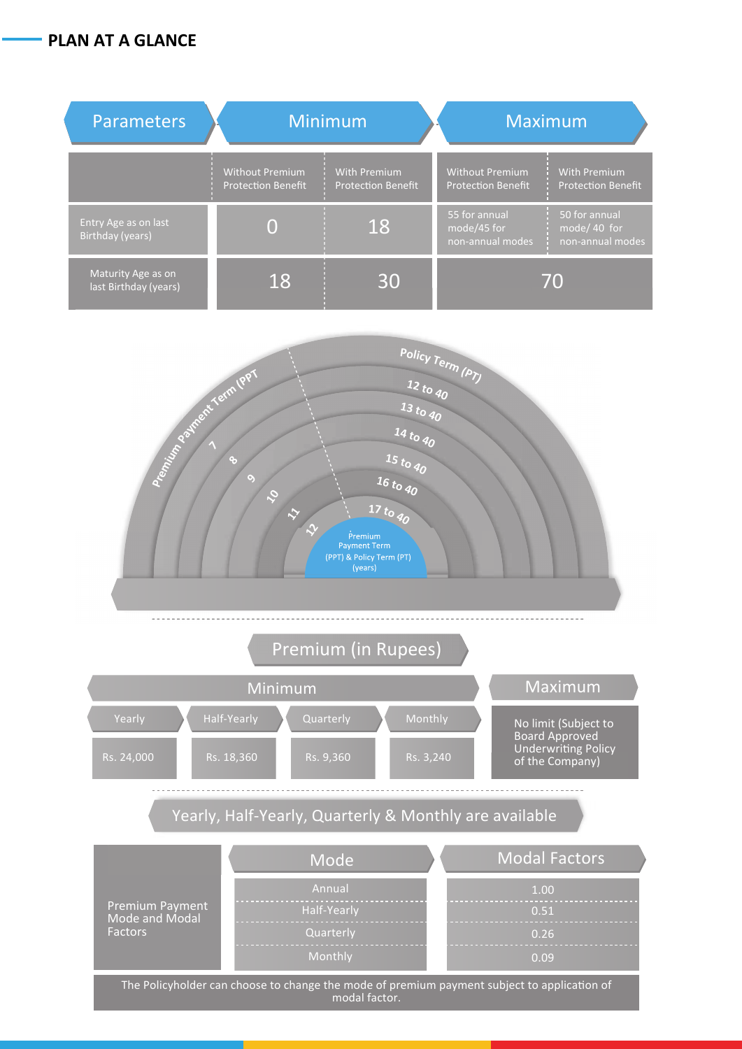## PLAN AT A GLANCE

| Parameters | Minimum | | Maximum | |
|---|---|---|---|---|
| | Without Premium Protection Benefit | With Premium Protection Benefit | Without Premium Protection Benefit | With Premium Protection Benefit |
| Entry Age as on last Birthday (years) | 0 | 18 | 55 for annual mode/45 for non-annual modes | 50 for annual mode/ 40 for non-annual modes |
| Maturity Age as on last Birthday (years) | 18 | 30 | 70 | |

Premium Payment Term (PPT)

Policy Term (PT)

7 — 12 to 40

8 — 13 to 40

9 — 14 to 40

10 — 15 to 40

11 — 16 to 40

12 — 17 to 40

Premium Payment Term (PPT) & Policy Term (PT) (years)

### Premium (in Rupees)

| Minimum | | | | Maximum |
|---|---|---|---|---|
| Yearly | Half-Yearly | Quarterly | Monthly | No limit (Subject to Board Approved Underwriting Policy of the Company) |
| Rs. 24,000 | Rs. 18,360 | Rs. 9,360 | Rs. 3,240 | |

### Yearly, Half-Yearly, Quarterly & Monthly are available

| Premium Payment Mode and Modal Factors | Mode | Modal Factors |
|---|---|---|
| | Annual | 1.00 |
| | Half-Yearly | 0.51 |
| | Quarterly | 0.26 |
| | Monthly | 0.09 |

The Policyholder can choose to change the mode of premium payment subject to application of modal factor.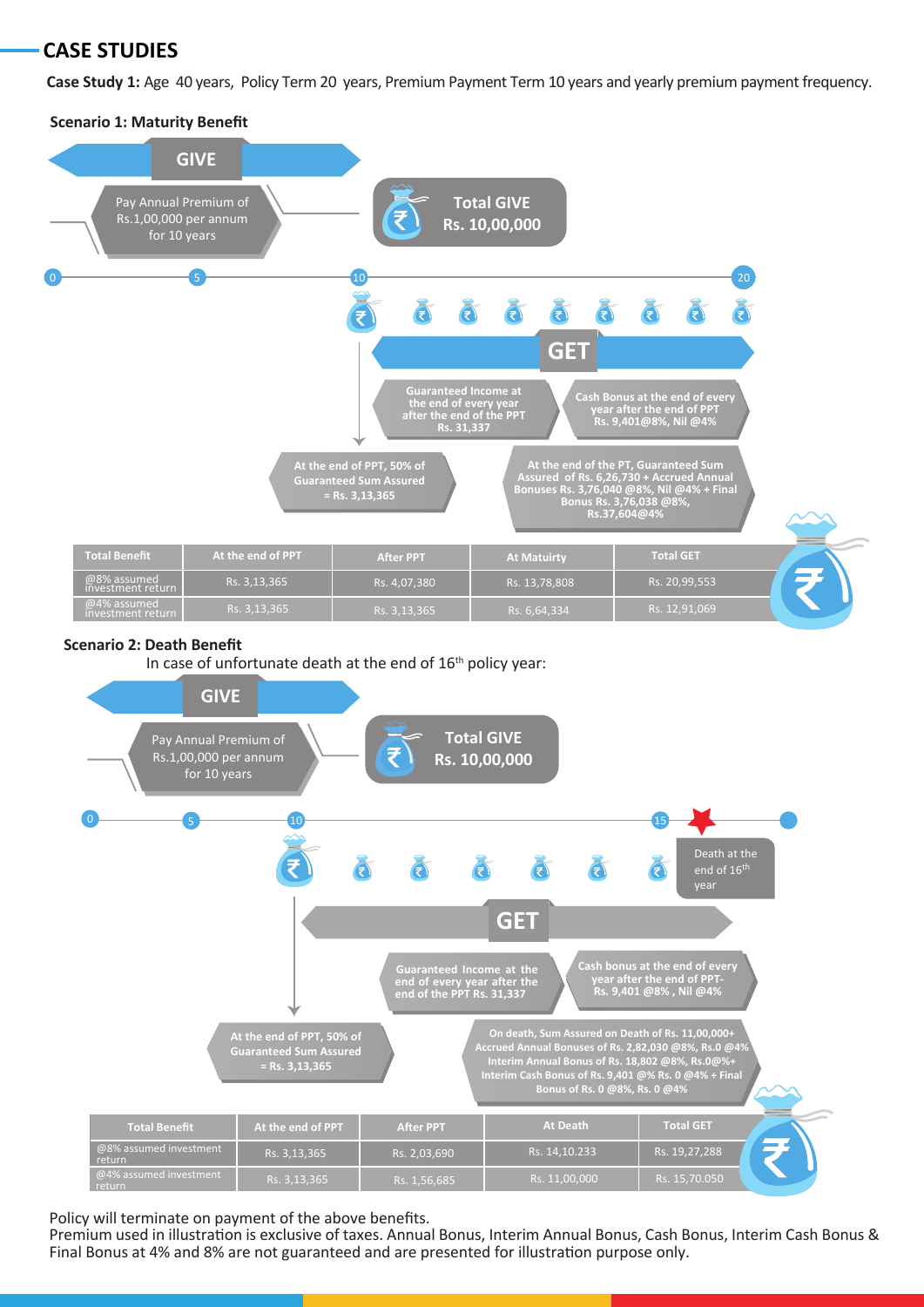## CASE STUDIES

**Case Study 1:** Age 40 years, Policy Term 20 years, Premium Payment Term 10 years and yearly premium payment frequency.

**Scenario 1: Maturity Benefit**

GIVE

Pay Annual Premium of Rs.1,00,000 per annum for 10 years

Total GIVE Rs. 10,00,000

0 5 10 20

GET

Guaranteed Income at the end of every year after the end of the PPT Rs. 31,337

Cash Bonus at the end of every year after the end of PPT Rs. 9,401@8%, Nil @4%

At the end of PPT, 50% of Guaranteed Sum Assured = Rs. 3,13,365

At the end of the PT, Guaranteed Sum Assured of Rs. 6,26,730 + Accrued Annual Bonuses Rs. 3,76,040 @8%, Nil @4% + Final Bonus Rs. 3,76,038 @8%, Rs.37,604@4%

| Total Benefit | At the end of PPT | After PPT | At Matuirty | Total GET |
|---|---|---|---|---|
| @8% assumed investment return | Rs. 3,13,365 | Rs. 4,07,380 | Rs. 13,78,808 | Rs. 20,99,553 |
| @4% assumed investment return | Rs. 3,13,365 | Rs. 3,13,365 | Rs. 6,64,334 | Rs. 12,91,069 |

**Scenario 2: Death Benefit**

In case of unfortunate death at the end of 16th policy year:

GIVE

Pay Annual Premium of Rs.1,00,000 per annum for 10 years

Total GIVE Rs. 10,00,000

0 5 10 15

Death at the end of 16th year

GET

Guaranteed Income at the end of every year after the end of the PPT Rs. 31,337

Cash bonus at the end of every year after the end of PPT- Rs. 9,401 @8% , Nil @4%

At the end of PPT, 50% of Guaranteed Sum Assured = Rs. 3,13,365

On death, Sum Assured on Death of Rs. 11,00,000+ Accrued Annual Bonuses of Rs. 2,82,030 @8%, Rs.0 @4% Interim Annual Bonus of Rs. 18,802 @8%, Rs.0@%+ Interim Cash Bonus of Rs. 9,401 @% Rs. 0 @4% + Final Bonus of Rs. 0 @8%, Rs. 0 @4%

| Total Benefit | At the end of PPT | After PPT | At Death | Total GET |
|---|---|---|---|---|
| @8% assumed investment return | Rs. 3,13,365 | Rs. 2,03,690 | Rs. 14,10.233 | Rs. 19,27,288 |
| @4% assumed investment return | Rs. 3,13,365 | Rs. 1,56,685 | Rs. 11,00,000 | Rs. 15,70.050 |

Policy will terminate on payment of the above benefits.

Premium used in illustration is exclusive of taxes. Annual Bonus, Interim Annual Bonus, Cash Bonus, Interim Cash Bonus & Final Bonus at 4% and 8% are not guaranteed and are presented for illustration purpose only.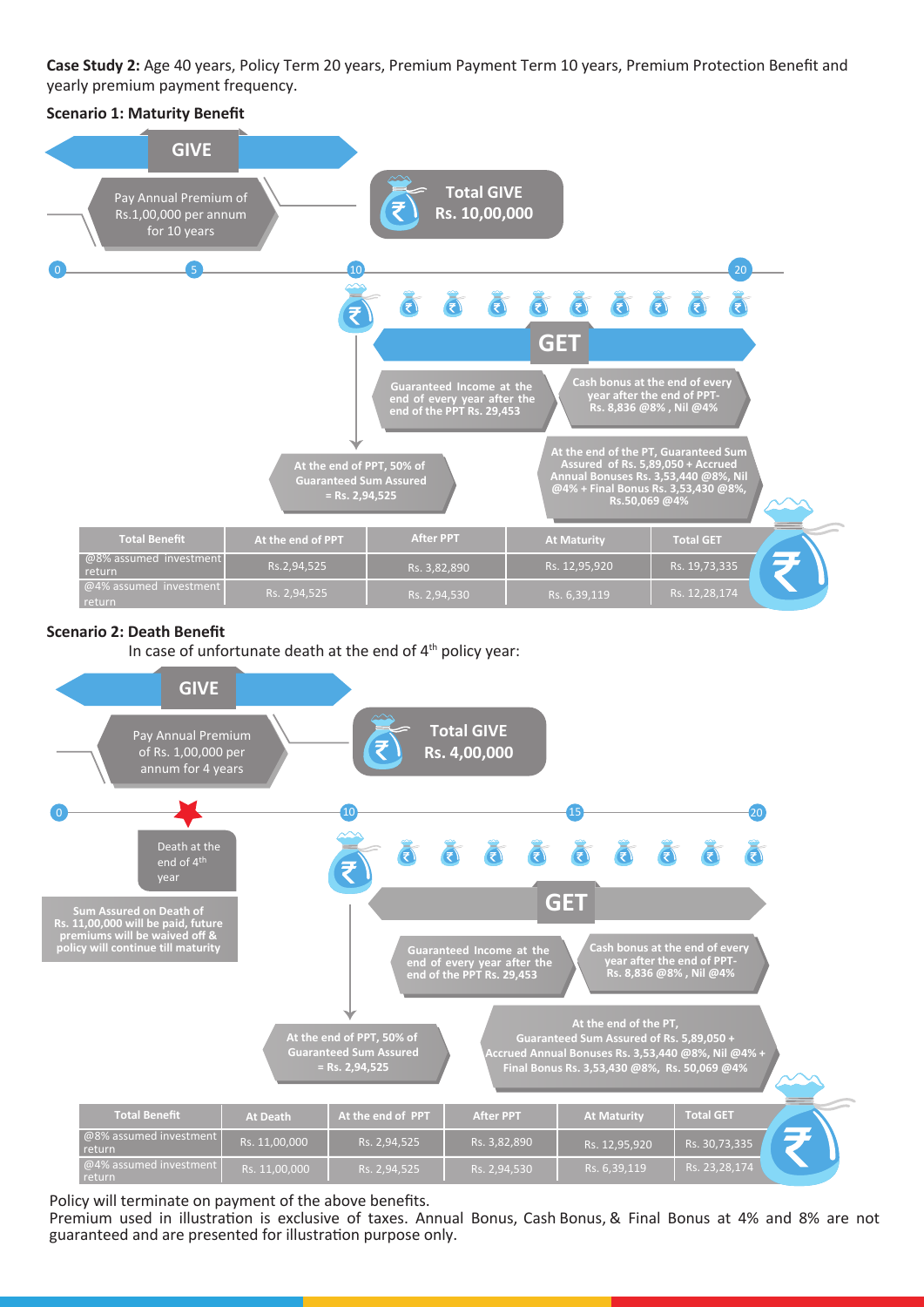**Case Study 2:** Age 40 years, Policy Term 20 years, Premium Payment Term 10 years, Premium Protection Benefit and yearly premium payment frequency.

**Scenario 1: Maturity Benefit**

**GIVE**

Pay Annual Premium of Rs.1,00,000 per annum for 10 years

**Total GIVE Rs. 10,00,000**

0 5 10 20

**GET**

Guaranteed Income at the end of every year after the end of the PPT Rs. 29,453

Cash bonus at the end of every year after the end of PPT- Rs. 8,836 @8% , Nil @4%

At the end of PPT, 50% of Guaranteed Sum Assured = Rs. 2,94,525

At the end of the PT, Guaranteed Sum Assured of Rs. 5,89,050 + Accrued Annual Bonuses Rs. 3,53,440 @8%, Nil @4% + Final Bonus Rs. 3,53,430 @8%, Rs.50,069 @4%

| Total Benefit | At the end of PPT | After PPT | At Maturity | Total GET |
|---|---|---|---|---|
| @8% assumed investment return | Rs.2,94,525 | Rs. 3,82,890 | Rs. 12,95,920 | Rs. 19,73,335 |
| @4% assumed investment return | Rs. 2,94,525 | Rs. 2,94,530 | Rs. 6,39,119 | Rs. 12,28,174 |

**Scenario 2: Death Benefit**

In case of unfortunate death at the end of 4th policy year:

**GIVE**

Pay Annual Premium of Rs. 1,00,000 per annum for 4 years

**Total GIVE Rs. 4,00,000**

0 10 15 20

Death at the end of 4th year

Sum Assured on Death of Rs. 11,00,000 will be paid, future premiums will be waived off & policy will continue till maturity

**GET**

Guaranteed Income at the end of every year after the end of the PPT Rs. 29,453

Cash bonus at the end of every year after the end of PPT- Rs. 8,836 @8% , Nil @4%

At the end of PPT, 50% of Guaranteed Sum Assured = Rs. 2,94,525

At the end of the PT, Guaranteed Sum Assured of Rs. 5,89,050 + Accrued Annual Bonuses Rs. 3,53,440 @8%, Nil @4% + Final Bonus Rs. 3,53,430 @8%, Rs. 50,069 @4%

| Total Benefit | At Death | At the end of PPT | After PPT | At Maturity | Total GET |
|---|---|---|---|---|---|
| @8% assumed investment return | Rs. 11,00,000 | Rs. 2,94,525 | Rs. 3,82,890 | Rs. 12,95,920 | Rs. 30,73,335 |
| @4% assumed investment return | Rs. 11,00,000 | Rs. 2,94,525 | Rs. 2,94,530 | Rs. 6,39,119 | Rs. 23,28,174 |

Policy will terminate on payment of the above benefits.

Premium used in illustration is exclusive of taxes. Annual Bonus, Cash Bonus, & Final Bonus at 4% and 8% are not guaranteed and are presented for illustration purpose only.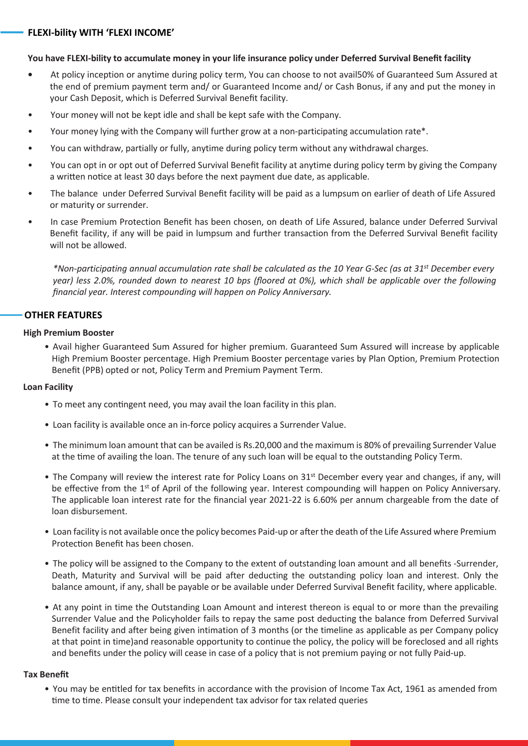## FLEXI-bility WITH 'FLEXI INCOME'

**You have FLEXI-bility to accumulate money in your life insurance policy under Deferred Survival Benefit facility**

- At policy inception or anytime during policy term, You can choose to not avail50% of Guaranteed Sum Assured at the end of premium payment term and/ or Guaranteed Income and/ or Cash Bonus, if any and put the money in your Cash Deposit, which is Deferred Survival Benefit facility.
- Your money will not be kept idle and shall be kept safe with the Company.
- Your money lying with the Company will further grow at a non-participating accumulation rate*.
- You can withdraw, partially or fully, anytime during policy term without any withdrawal charges.
- You can opt in or opt out of Deferred Survival Benefit facility at anytime during policy term by giving the Company a written notice at least 30 days before the next payment due date, as applicable.
- The balance under Deferred Survival Benefit facility will be paid as a lumpsum on earlier of death of Life Assured or maturity or surrender.
- In case Premium Protection Benefit has been chosen, on death of Life Assured, balance under Deferred Survival Benefit facility, if any will be paid in lumpsum and further transaction from the Deferred Survival Benefit facility will not be allowed.

*\*Non-participating annual accumulation rate shall be calculated as the 10 Year G-Sec (as at 31st December every year) less 2.0%, rounded down to nearest 10 bps (floored at 0%), which shall be applicable over the following financial year. Interest compounding will happen on Policy Anniversary.*

## OTHER FEATURES

**High Premium Booster**

- Avail higher Guaranteed Sum Assured for higher premium. Guaranteed Sum Assured will increase by applicable High Premium Booster percentage. High Premium Booster percentage varies by Plan Option, Premium Protection Benefit (PPB) opted or not, Policy Term and Premium Payment Term.

**Loan Facility**

- To meet any contingent need, you may avail the loan facility in this plan.
- Loan facility is available once an in-force policy acquires a Surrender Value.
- The minimum loan amount that can be availed is Rs.20,000 and the maximum is 80% of prevailing Surrender Value at the time of availing the loan. The tenure of any such loan will be equal to the outstanding Policy Term.
- The Company will review the interest rate for Policy Loans on 31st December every year and changes, if any, will be effective from the 1st of April of the following year. Interest compounding will happen on Policy Anniversary. The applicable loan interest rate for the financial year 2021-22 is 6.60% per annum chargeable from the date of loan disbursement.
- Loan facility is not available once the policy becomes Paid-up or after the death of the Life Assured where Premium Protection Benefit has been chosen.
- The policy will be assigned to the Company to the extent of outstanding loan amount and all benefits -Surrender, Death, Maturity and Survival will be paid after deducting the outstanding policy loan and interest. Only the balance amount, if any, shall be payable or be available under Deferred Survival Benefit facility, where applicable.
- At any point in time the Outstanding Loan Amount and interest thereon is equal to or more than the prevailing Surrender Value and the Policyholder fails to repay the same post deducting the balance from Deferred Survival Benefit facility and after being given intimation of 3 months (or the timeline as applicable as per Company policy at that point in time)and reasonable opportunity to continue the policy, the policy will be foreclosed and all rights and benefits under the policy will cease in case of a policy that is not premium paying or not fully Paid-up.

**Tax Benefit**

- You may be entitled for tax benefits in accordance with the provision of Income Tax Act, 1961 as amended from time to time. Please consult your independent tax advisor for tax related queries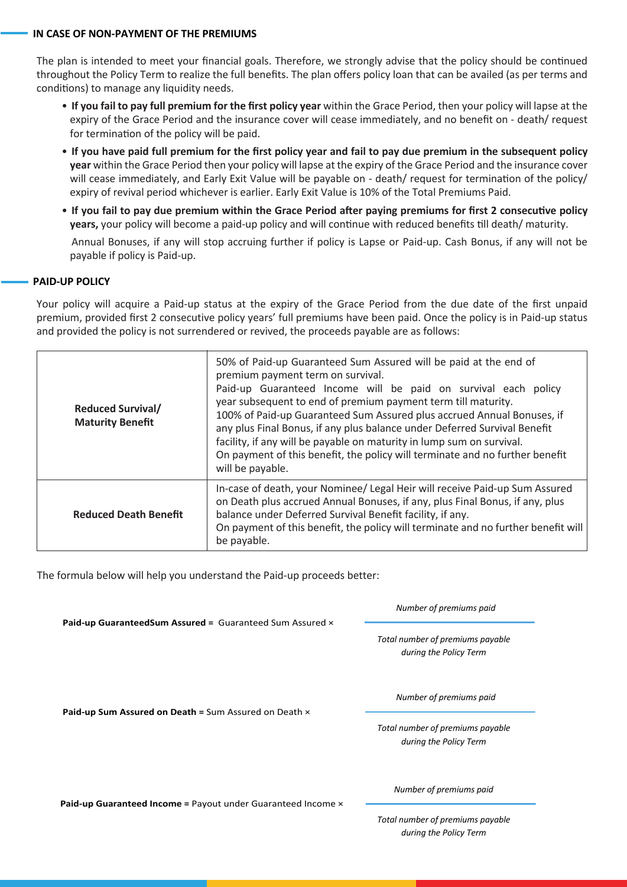## IN CASE OF NON-PAYMENT OF THE PREMIUMS

The plan is intended to meet your financial goals. Therefore, we strongly advise that the policy should be continued throughout the Policy Term to realize the full benefits. The plan offers policy loan that can be availed (as per terms and conditions) to manage any liquidity needs.

- **If you fail to pay full premium for the first policy year** within the Grace Period, then your policy will lapse at the expiry of the Grace Period and the insurance cover will cease immediately, and no benefit on - death/ request for termination of the policy will be paid.
- **If you have paid full premium for the first policy year and fail to pay due premium in the subsequent policy year** within the Grace Period then your policy will lapse at the expiry of the Grace Period and the insurance cover will cease immediately, and Early Exit Value will be payable on - death/ request for termination of the policy/ expiry of revival period whichever is earlier. Early Exit Value is 10% of the Total Premiums Paid.
- **If you fail to pay due premium within the Grace Period after paying premiums for first 2 consecutive policy years,** your policy will become a paid-up policy and will continue with reduced benefits till death/ maturity.

  Annual Bonuses, if any will stop accruing further if policy is Lapse or Paid-up. Cash Bonus, if any will not be payable if policy is Paid-up.

## PAID-UP POLICY

Your policy will acquire a Paid-up status at the expiry of the Grace Period from the due date of the first unpaid premium, provided first 2 consecutive policy years' full premiums have been paid. Once the policy is in Paid-up status and provided the policy is not surrendered or revived, the proceeds payable are as follows:

| | |
|---|---|
| **Reduced Survival/ Maturity Benefit** | 50% of Paid-up Guaranteed Sum Assured will be paid at the end of premium payment term on survival.<br>Paid-up Guaranteed Income will be paid on survival each policy year subsequent to end of premium payment term till maturity.<br>100% of Paid-up Guaranteed Sum Assured plus accrued Annual Bonuses, if any plus Final Bonus, if any plus balance under Deferred Survival Benefit facility, if any will be payable on maturity in lump sum on survival.<br>On payment of this benefit, the policy will terminate and no further benefit will be payable. |
| **Reduced Death Benefit** | In-case of death, your Nominee/ Legal Heir will receive Paid-up Sum Assured on Death plus accrued Annual Bonuses, if any, plus Final Bonus, if any, plus balance under Deferred Survival Benefit facility, if any.<br>On payment of this benefit, the policy will terminate and no further benefit will be payable. |

The formula below will help you understand the Paid-up proceeds better:

$$\textbf{Paid-up Guaranteed Sum Assured} = \text{Guaranteed Sum Assured} \times \frac{\textit{Number of premiums paid}}{\textit{Total number of premiums payable during the Policy Term}}$$

$$\textbf{Paid-up Sum Assured on Death} = \text{Sum Assured on Death} \times \frac{\textit{Number of premiums paid}}{\textit{Total number of premiums payable during the Policy Term}}$$

$$\textbf{Paid-up Guaranteed Income} = \text{Payout under Guaranteed Income} \times \frac{\textit{Number of premiums paid}}{\textit{Total number of premiums payable during the Policy Term}}$$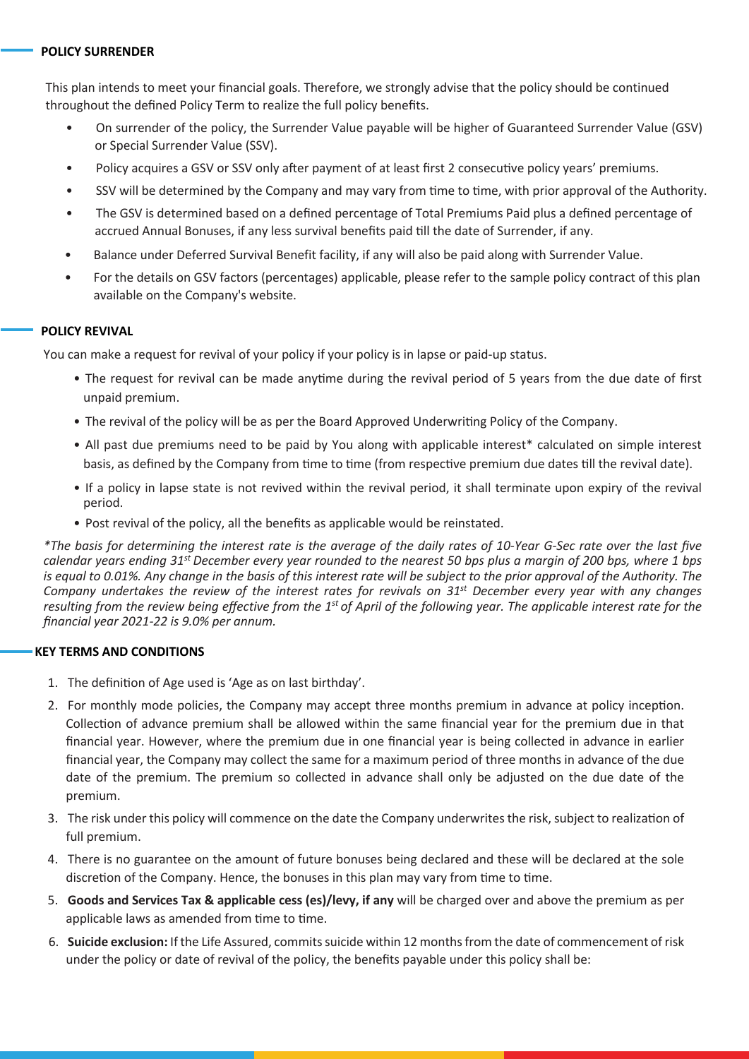## POLICY SURRENDER

This plan intends to meet your financial goals. Therefore, we strongly advise that the policy should be continued throughout the defined Policy Term to realize the full policy benefits.

- On surrender of the policy, the Surrender Value payable will be higher of Guaranteed Surrender Value (GSV) or Special Surrender Value (SSV).
- Policy acquires a GSV or SSV only after payment of at least first 2 consecutive policy years' premiums.
- SSV will be determined by the Company and may vary from time to time, with prior approval of the Authority.
- The GSV is determined based on a defined percentage of Total Premiums Paid plus a defined percentage of accrued Annual Bonuses, if any less survival benefits paid till the date of Surrender, if any.
- Balance under Deferred Survival Benefit facility, if any will also be paid along with Surrender Value.
- For the details on GSV factors (percentages) applicable, please refer to the sample policy contract of this plan available on the Company's website.

## POLICY REVIVAL

You can make a request for revival of your policy if your policy is in lapse or paid-up status.

- The request for revival can be made anytime during the revival period of 5 years from the due date of first unpaid premium.
- The revival of the policy will be as per the Board Approved Underwriting Policy of the Company.
- All past due premiums need to be paid by You along with applicable interest* calculated on simple interest basis, as defined by the Company from time to time (from respective premium due dates till the revival date).
- If a policy in lapse state is not revived within the revival period, it shall terminate upon expiry of the revival period.
- Post revival of the policy, all the benefits as applicable would be reinstated.

*\*The basis for determining the interest rate is the average of the daily rates of 10-Year G-Sec rate over the last five calendar years ending 31st December every year rounded to the nearest 50 bps plus a margin of 200 bps, where 1 bps is equal to 0.01%. Any change in the basis of this interest rate will be subject to the prior approval of the Authority. The Company undertakes the review of the interest rates for revivals on 31st December every year with any changes resulting from the review being effective from the 1st of April of the following year. The applicable interest rate for the financial year 2021-22 is 9.0% per annum.*

## KEY TERMS AND CONDITIONS

1. The definition of Age used is 'Age as on last birthday'.
2. For monthly mode policies, the Company may accept three months premium in advance at policy inception. Collection of advance premium shall be allowed within the same financial year for the premium due in that financial year. However, where the premium due in one financial year is being collected in advance in earlier financial year, the Company may collect the same for a maximum period of three months in advance of the due date of the premium. The premium so collected in advance shall only be adjusted on the due date of the premium.
3. The risk under this policy will commence on the date the Company underwrites the risk, subject to realization of full premium.
4. There is no guarantee on the amount of future bonuses being declared and these will be declared at the sole discretion of the Company. Hence, the bonuses in this plan may vary from time to time.
5. **Goods and Services Tax & applicable cess (es)/levy, if any** will be charged over and above the premium as per applicable laws as amended from time to time.
6. **Suicide exclusion:** If the Life Assured, commits suicide within 12 months from the date of commencement of risk under the policy or date of revival of the policy, the benefits payable under this policy shall be: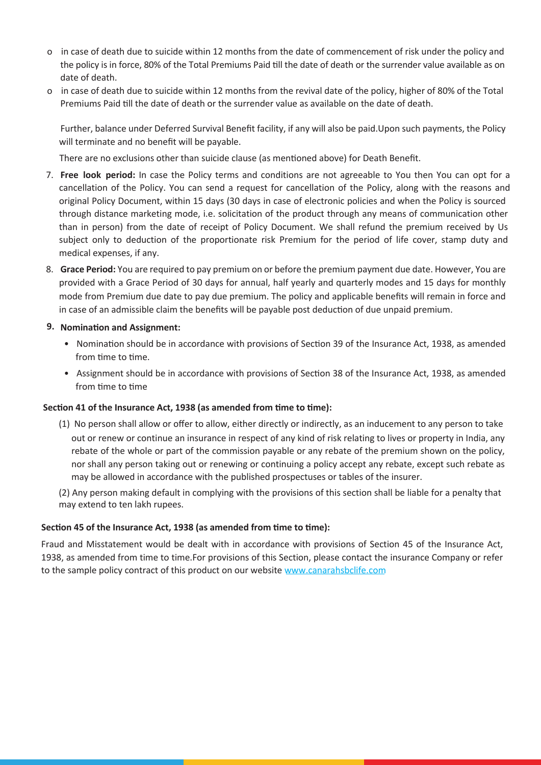- in case of death due to suicide within 12 months from the date of commencement of risk under the policy and the policy is in force, 80% of the Total Premiums Paid till the date of death or the surrender value available as on date of death.
- in case of death due to suicide within 12 months from the revival date of the policy, higher of 80% of the Total Premiums Paid till the date of death or the surrender value as available on the date of death.

Further, balance under Deferred Survival Benefit facility, if any will also be paid.Upon such payments, the Policy will terminate and no benefit will be payable.

There are no exclusions other than suicide clause (as mentioned above) for Death Benefit.

7. **Free look period:** In case the Policy terms and conditions are not agreeable to You then You can opt for a cancellation of the Policy. You can send a request for cancellation of the Policy, along with the reasons and original Policy Document, within 15 days (30 days in case of electronic policies and when the Policy is sourced through distance marketing mode, i.e. solicitation of the product through any means of communication other than in person) from the date of receipt of Policy Document. We shall refund the premium received by Us subject only to deduction of the proportionate risk Premium for the period of life cover, stamp duty and medical expenses, if any.
8. **Grace Period:** You are required to pay premium on or before the premium payment due date. However, You are provided with a Grace Period of 30 days for annual, half yearly and quarterly modes and 15 days for monthly mode from Premium due date to pay due premium. The policy and applicable benefits will remain in force and in case of an admissible claim the benefits will be payable post deduction of due unpaid premium.
9. **Nomination and Assignment:**
   - Nomination should be in accordance with provisions of Section 39 of the Insurance Act, 1938, as amended from time to time.
   - Assignment should be in accordance with provisions of Section 38 of the Insurance Act, 1938, as amended from time to time

**Section 41 of the Insurance Act, 1938 (as amended from time to time):**

(1) No person shall allow or offer to allow, either directly or indirectly, as an inducement to any person to take out or renew or continue an insurance in respect of any kind of risk relating to lives or property in India, any rebate of the whole or part of the commission payable or any rebate of the premium shown on the policy, nor shall any person taking out or renewing or continuing a policy accept any rebate, except such rebate as may be allowed in accordance with the published prospectuses or tables of the insurer.

(2) Any person making default in complying with the provisions of this section shall be liable for a penalty that may extend to ten lakh rupees.

**Section 45 of the Insurance Act, 1938 (as amended from time to time):**

Fraud and Misstatement would be dealt with in accordance with provisions of Section 45 of the Insurance Act, 1938, as amended from time to time.For provisions of this Section, please contact the insurance Company or refer to the sample policy contract of this product on our website www.canarahsbclife.com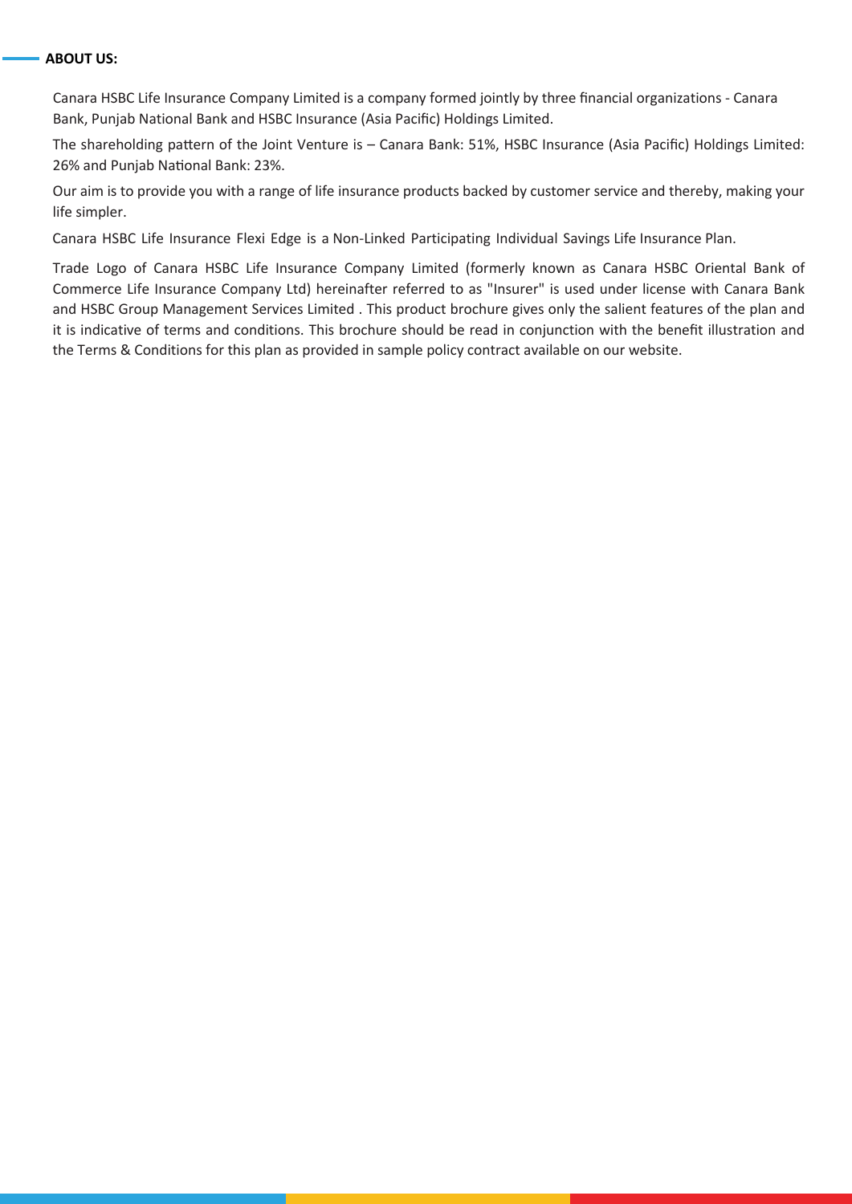## ABOUT US:

Canara HSBC Life Insurance Company Limited is a company formed jointly by three financial organizations - Canara Bank, Punjab National Bank and HSBC Insurance (Asia Pacific) Holdings Limited.

The shareholding pattern of the Joint Venture is – Canara Bank: 51%, HSBC Insurance (Asia Pacific) Holdings Limited: 26% and Punjab National Bank: 23%.

Our aim is to provide you with a range of life insurance products backed by customer service and thereby, making your life simpler.

Canara HSBC Life Insurance Flexi Edge is a Non-Linked Participating Individual Savings Life Insurance Plan.

Trade Logo of Canara HSBC Life Insurance Company Limited (formerly known as Canara HSBC Oriental Bank of Commerce Life Insurance Company Ltd) hereinafter referred to as "Insurer" is used under license with Canara Bank and HSBC Group Management Services Limited . This product brochure gives only the salient features of the plan and it is indicative of terms and conditions. This brochure should be read in conjunction with the benefit illustration and the Terms & Conditions for this plan as provided in sample policy contract available on our website.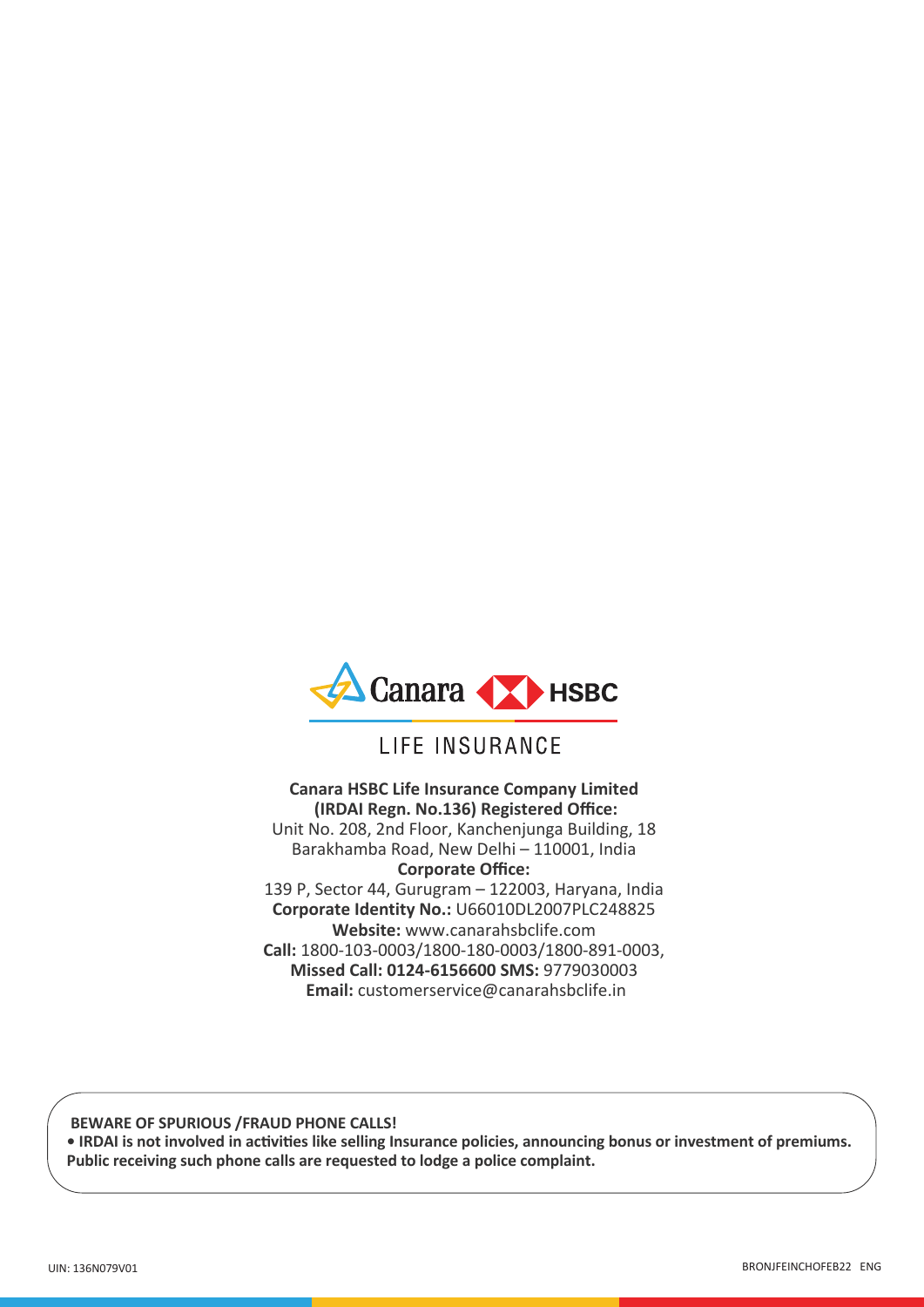Canara HSBC

LIFE INSURANCE

**Canara HSBC Life Insurance Company Limited**
**(IRDAI Regn. No.136) Registered Office:**
Unit No. 208, 2nd Floor, Kanchenjunga Building, 18 Barakhamba Road, New Delhi – 110001, India
**Corporate Office:**
139 P, Sector 44, Gurugram – 122003, Haryana, India
**Corporate Identity No.:** U66010DL2007PLC248825
**Website:** www.canarahsbclife.com
**Call:** 1800-103-0003/1800-180-0003/1800-891-0003,
**Missed Call: 0124-6156600 SMS:** 9779030003
**Email:** customerservice@canarahsbclife.in

**BEWARE OF SPURIOUS /FRAUD PHONE CALLS!**
**• IRDAI is not involved in activities like selling Insurance policies, announcing bonus or investment of premiums. Public receiving such phone calls are requested to lodge a police complaint.**

UIN: 136N079V01

BRONJFEINCHOFEB22 ENG